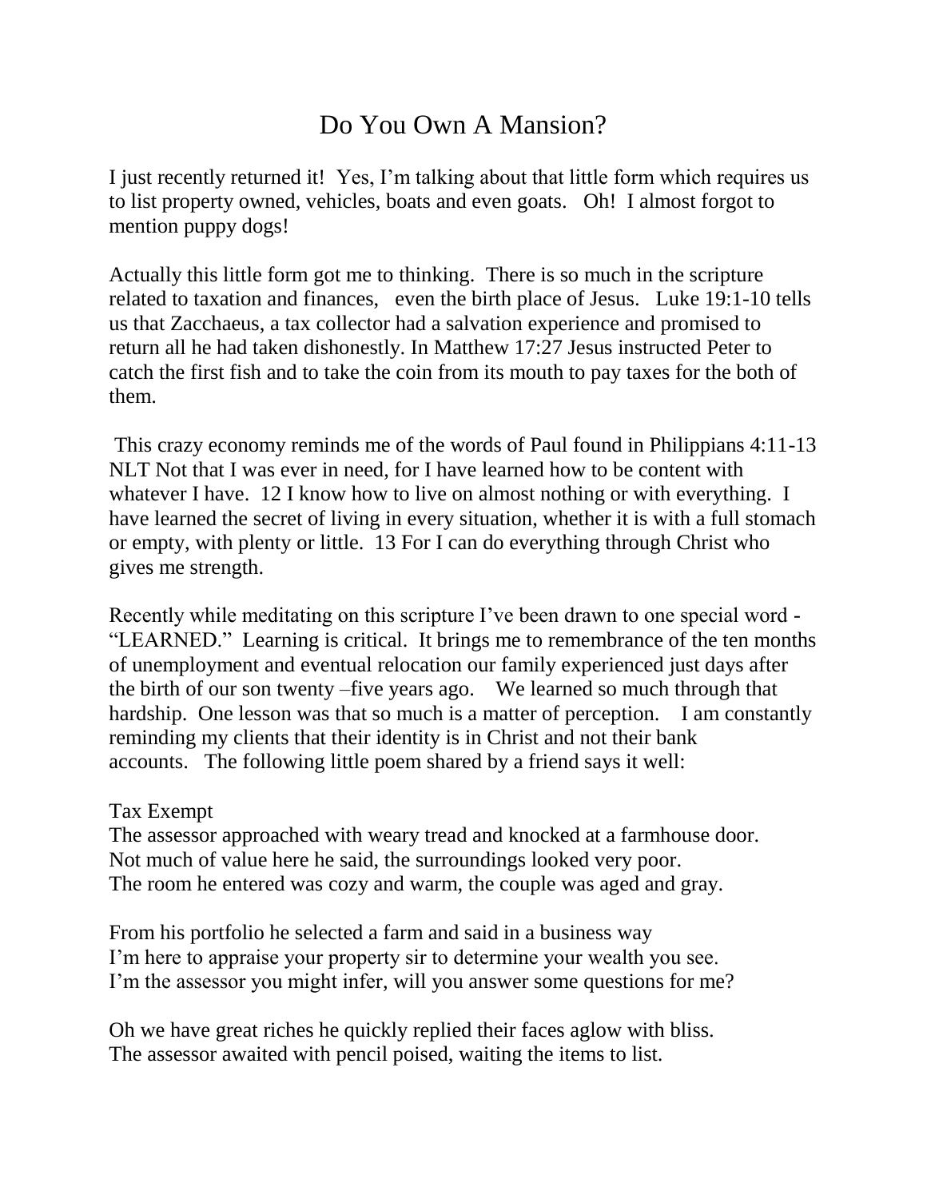# Do You Own A Mansion?

I just recently returned it! Yes, I'm talking about that little form which requires us to list property owned, vehicles, boats and even goats. Oh! I almost forgot to mention puppy dogs!

Actually this little form got me to thinking. There is so much in the scripture related to taxation and finances, even the birth place of Jesus. Luke 19:1-10 tells us that Zacchaeus, a tax collector had a salvation experience and promised to return all he had taken dishonestly. In Matthew 17:27 Jesus instructed Peter to catch the first fish and to take the coin from its mouth to pay taxes for the both of them.

This crazy economy reminds me of the words of Paul found in Philippians 4:11-13 NLT Not that I was ever in need, for I have learned how to be content with whatever I have. 12 I know how to live on almost nothing or with everything. I have learned the secret of living in every situation, whether it is with a full stomach or empty, with plenty or little. 13 For I can do everything through Christ who gives me strength.

Recently while meditating on this scripture I've been drawn to one special word - "LEARNED." Learning is critical. It brings me to remembrance of the ten months of unemployment and eventual relocation our family experienced just days after the birth of our son twenty –five years ago. We learned so much through that hardship. One lesson was that so much is a matter of perception. I am constantly reminding my clients that their identity is in Christ and not their bank accounts. The following little poem shared by a friend says it well:

Tax Exempt
The assessor approached with weary tread and knocked at a farmhouse door.
Not much of value here he said, the surroundings looked very poor.
The room he entered was cozy and warm, the couple was aged and gray.

From his portfolio he selected a farm and said in a business way
I'm here to appraise your property sir to determine your wealth you see.
I'm the assessor you might infer, will you answer some questions for me?

Oh we have great riches he quickly replied their faces aglow with bliss.
The assessor awaited with pencil poised, waiting the items to list.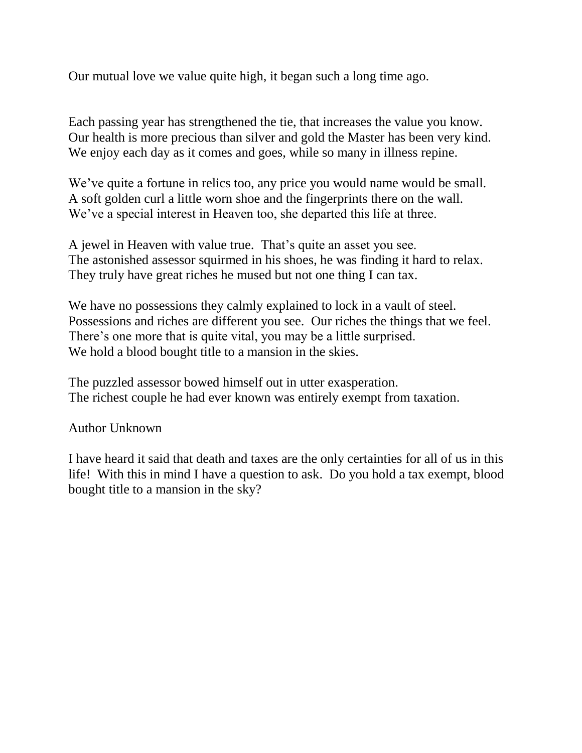Our mutual love we value quite high, it began such a long time ago.

Each passing year has strengthened the tie, that increases the value you know.
Our health is more precious than silver and gold the Master has been very kind.
We enjoy each day as it comes and goes, while so many in illness repine.

We've quite a fortune in relics too, any price you would name would be small.
A soft golden curl a little worn shoe and the fingerprints there on the wall.
We've a special interest in Heaven too, she departed this life at three.

A jewel in Heaven with value true. That's quite an asset you see.
The astonished assessor squirmed in his shoes, he was finding it hard to relax.
They truly have great riches he mused but not one thing I can tax.

We have no possessions they calmly explained to lock in a vault of steel.
Possessions and riches are different you see. Our riches the things that we feel.
There's one more that is quite vital, you may be a little surprised.
We hold a blood bought title to a mansion in the skies.

The puzzled assessor bowed himself out in utter exasperation.
The richest couple he had ever known was entirely exempt from taxation.

Author Unknown

I have heard it said that death and taxes are the only certainties for all of us in this life! With this in mind I have a question to ask. Do you hold a tax exempt, blood bought title to a mansion in the sky?